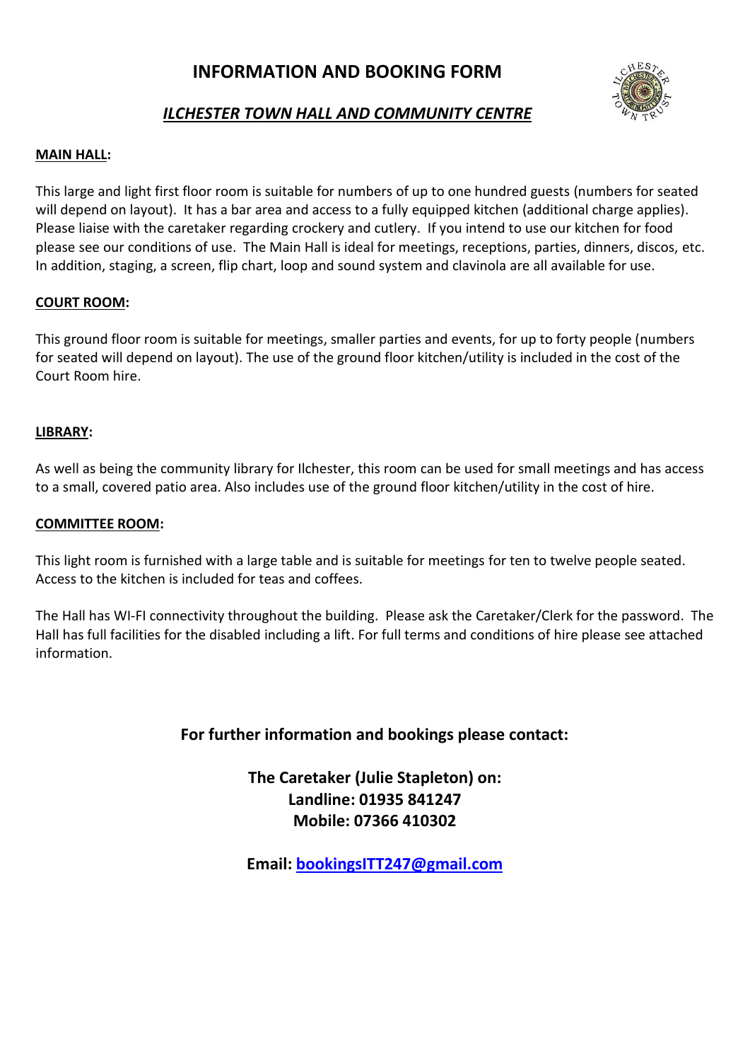# INFORMATION AND BOOKING FORM

## *ILCHESTER TOWN HALL AND COMMUNITY CENTRE*

**MAIN HALL:**

This large and light first floor room is suitable for numbers of up to one hundred guests (numbers for seated will depend on layout). It has a bar area and access to a fully equipped kitchen (additional charge applies). Please liaise with the caretaker regarding crockery and cutlery. If you intend to use our kitchen for food please see our conditions of use. The Main Hall is ideal for meetings, receptions, parties, dinners, discos, etc. In addition, staging, a screen, flip chart, loop and sound system and clavinola are all available for use.

**COURT ROOM:**

This ground floor room is suitable for meetings, smaller parties and events, for up to forty people (numbers for seated will depend on layout). The use of the ground floor kitchen/utility is included in the cost of the Court Room hire.

**LIBRARY:**

As well as being the community library for Ilchester, this room can be used for small meetings and has access to a small, covered patio area. Also includes use of the ground floor kitchen/utility in the cost of hire.

**COMMITTEE ROOM:**

This light room is furnished with a large table and is suitable for meetings for ten to twelve people seated. Access to the kitchen is included for teas and coffees.

The Hall has WI-FI connectivity throughout the building. Please ask the Caretaker/Clerk for the password. The Hall has full facilities for the disabled including a lift. For full terms and conditions of hire please see attached information.

**For further information and bookings please contact:**

**The Caretaker (Julie Stapleton) on:**
**Landline: 01935 841247**
**Mobile: 07366 410302**

**Email: bookingsITT247@gmail.com**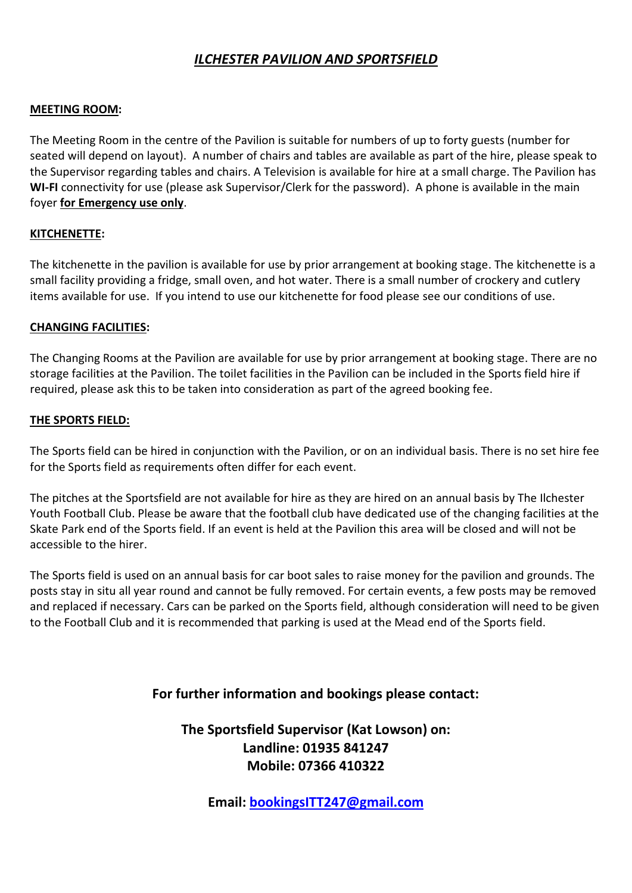# *ILCHESTER PAVILION AND SPORTSFIELD*

**MEETING ROOM:**

The Meeting Room in the centre of the Pavilion is suitable for numbers of up to forty guests (number for seated will depend on layout). A number of chairs and tables are available as part of the hire, please speak to the Supervisor regarding tables and chairs. A Television is available for hire at a small charge. The Pavilion has **WI-FI** connectivity for use (please ask Supervisor/Clerk for the password). A phone is available in the main foyer **for Emergency use only**.

**KITCHENETTE:**

The kitchenette in the pavilion is available for use by prior arrangement at booking stage. The kitchenette is a small facility providing a fridge, small oven, and hot water. There is a small number of crockery and cutlery items available for use. If you intend to use our kitchenette for food please see our conditions of use.

**CHANGING FACILITIES:**

The Changing Rooms at the Pavilion are available for use by prior arrangement at booking stage. There are no storage facilities at the Pavilion. The toilet facilities in the Pavilion can be included in the Sports field hire if required, please ask this to be taken into consideration as part of the agreed booking fee.

**THE SPORTS FIELD:**

The Sports field can be hired in conjunction with the Pavilion, or on an individual basis. There is no set hire fee for the Sports field as requirements often differ for each event.

The pitches at the Sportsfield are not available for hire as they are hired on an annual basis by The Ilchester Youth Football Club. Please be aware that the football club have dedicated use of the changing facilities at the Skate Park end of the Sports field. If an event is held at the Pavilion this area will be closed and will not be accessible to the hirer.

The Sports field is used on an annual basis for car boot sales to raise money for the pavilion and grounds. The posts stay in situ all year round and cannot be fully removed. For certain events, a few posts may be removed and replaced if necessary. Cars can be parked on the Sports field, although consideration will need to be given to the Football Club and it is recommended that parking is used at the Mead end of the Sports field.

**For further information and bookings please contact:**

**The Sportsfield Supervisor (Kat Lowson) on:**
**Landline: 01935 841247**
**Mobile: 07366 410322**

**Email: bookingsITT247@gmail.com**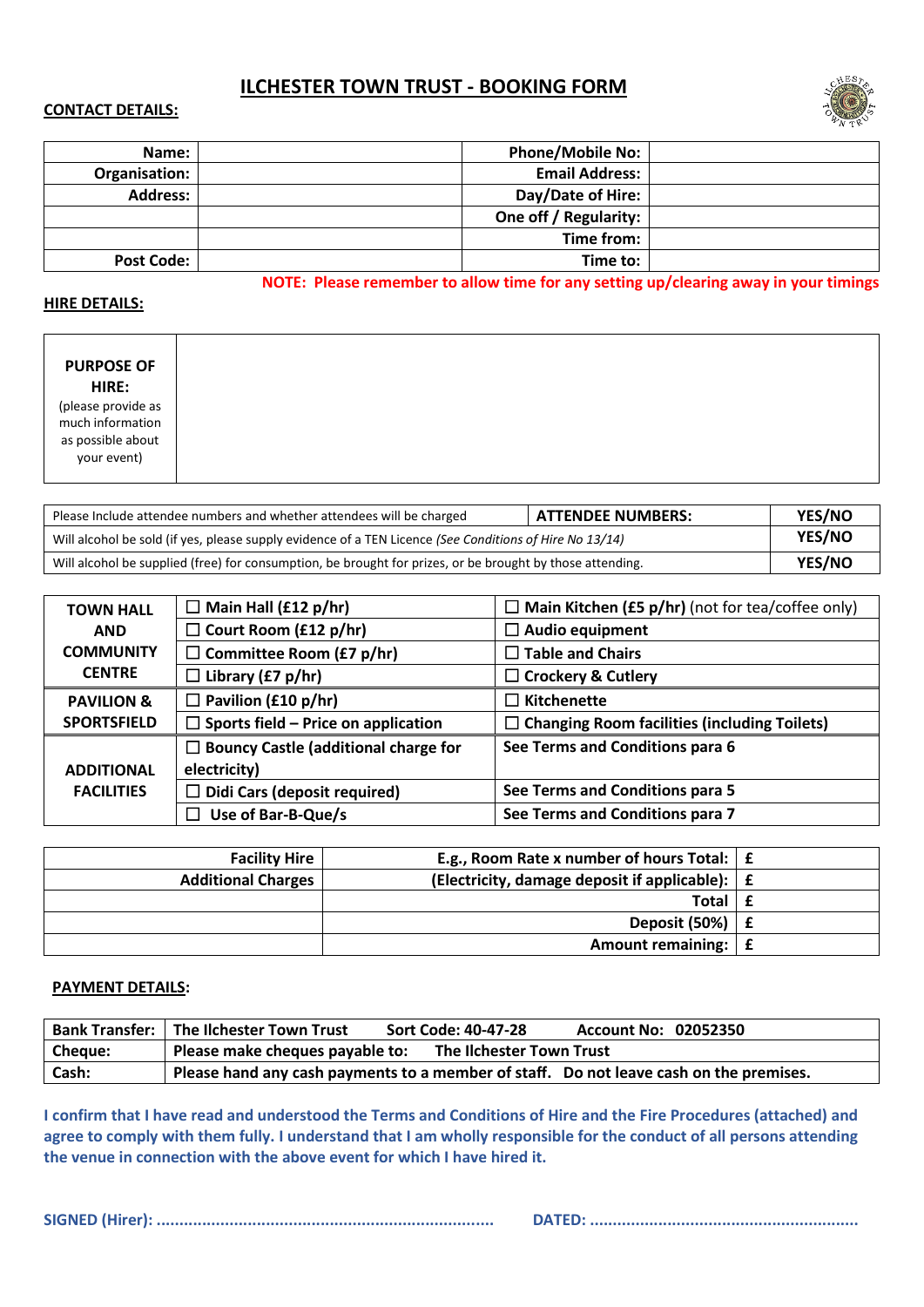# ILCHESTER TOWN TRUST - BOOKING FORM

**CONTACT DETAILS:**

| | | | |
|---|---|---|---|
| **Name:** | | **Phone/Mobile No:** | |
| **Organisation:** | | **Email Address:** | |
| **Address:** | | **Day/Date of Hire:** | |
| | | **One off / Regularity:** | |
| | | **Time from:** | |
| **Post Code:** | | **Time to:** | |

**NOTE: Please remember to allow time for any setting up/clearing away in your timings**

**HIRE DETAILS:**

| | |
|---|---|
| **PURPOSE OF HIRE:** (please provide as much information as possible about your event) | |

| | | |
|---|---|---|
| Please Include attendee numbers and whether attendees will be charged | **ATTENDEE NUMBERS:** | **YES/NO** |
| Will alcohol be sold (if yes, please supply evidence of a TEN Licence *(See Conditions of Hire No 13/14)* | | **YES/NO** |
| Will alcohol be supplied (free) for consumption, be brought for prizes, or be brought by those attending. | | **YES/NO** |

| | | |
|---|---|---|
| **TOWN HALL AND COMMUNITY CENTRE** | ☐ **Main Hall (£12 p/hr)** | ☐ **Main Kitchen (£5 p/hr)** (not for tea/coffee only) |
| | ☐ **Court Room (£12 p/hr)** | ☐ **Audio equipment** |
| | ☐ **Committee Room (£7 p/hr)** | ☐ **Table and Chairs** |
| | ☐ **Library (£7 p/hr)** | ☐ **Crockery & Cutlery** |
| **PAVILION & SPORTSFIELD** | ☐ **Pavilion (£10 p/hr)** | ☐ **Kitchenette** |
| | ☐ **Sports field – Price on application** | ☐ **Changing Room facilities (including Toilets)** |
| **ADDITIONAL FACILITIES** | ☐ **Bouncy Castle (additional charge for electricity)** | **See Terms and Conditions para 6** |
| | ☐ **Didi Cars (deposit required)** | **See Terms and Conditions para 5** |
| | ☐ **Use of Bar-B-Que/s** | **See Terms and Conditions para 7** |

| | | |
|---|---|---|
| **Facility Hire** | **E.g., Room Rate x number of hours Total:** | **£** |
| **Additional Charges** | **(Electricity, damage deposit if applicable):** | **£** |
| | **Total** | **£** |
| | **Deposit (50%)** | **£** |
| | **Amount remaining:** | **£** |

**PAYMENT DETAILS:**

| | |
|---|---|
| **Bank Transfer:** | **The Ilchester Town Trust    Sort Code: 40-47-28    Account No: 02052350** |
| **Cheque:** | **Please make cheques payable to:    The Ilchester Town Trust** |
| **Cash:** | **Please hand any cash payments to a member of staff. Do not leave cash on the premises.** |

**I confirm that I have read and understood the Terms and Conditions of Hire and the Fire Procedures (attached) and agree to comply with them fully. I understand that I am wholly responsible for the conduct of all persons attending the venue in connection with the above event for which I have hired it.**

**SIGNED (Hirer): .........................................................................    DATED: ..........................................................**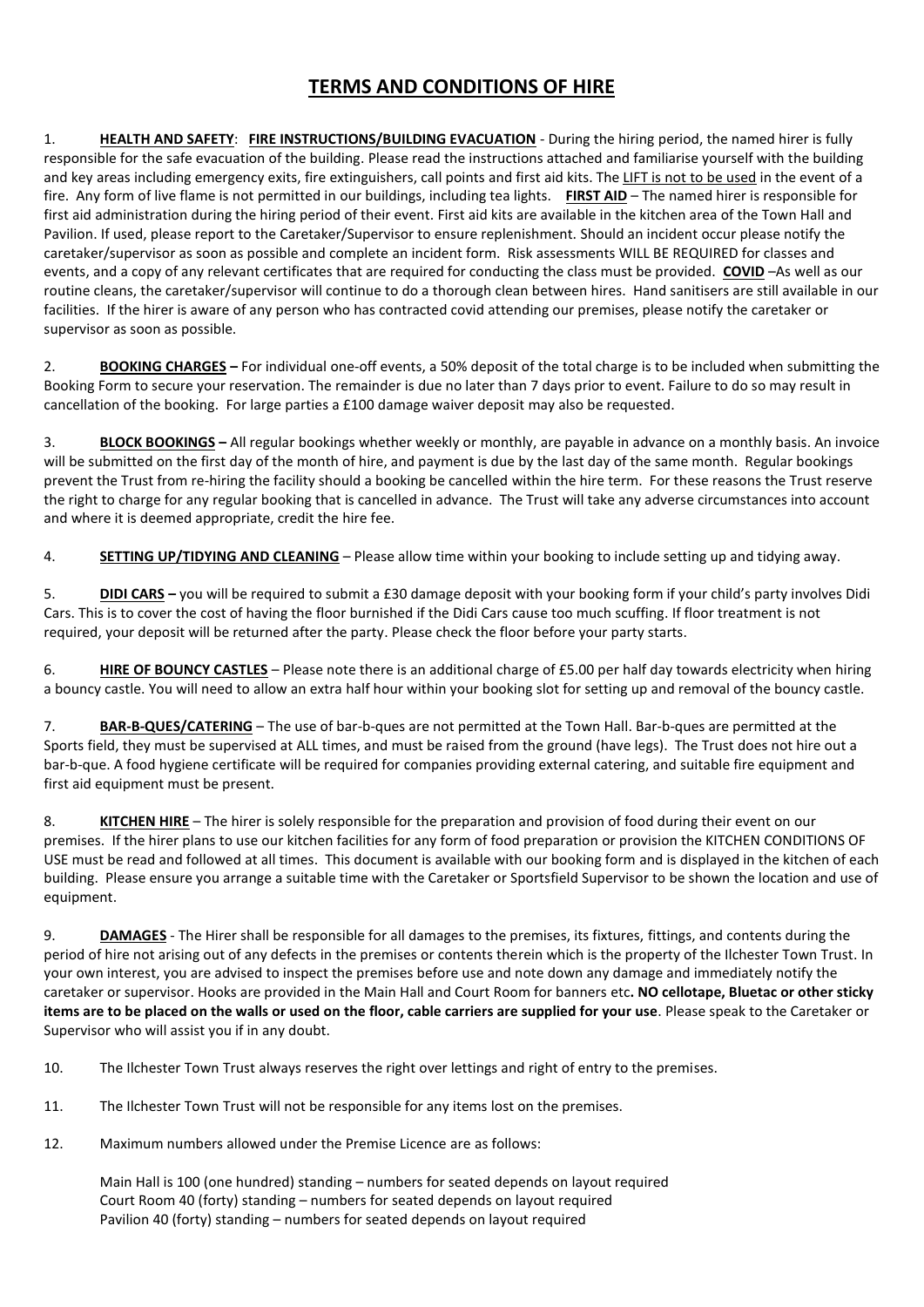# TERMS AND CONDITIONS OF HIRE

1. **HEALTH AND SAFETY**: **FIRE INSTRUCTIONS/BUILDING EVACUATION** - During the hiring period, the named hirer is fully responsible for the safe evacuation of the building. Please read the instructions attached and familiarise yourself with the building and key areas including emergency exits, fire extinguishers, call points and first aid kits. The LIFT is not to be used in the event of a fire. Any form of live flame is not permitted in our buildings, including tea lights. **FIRST AID** – The named hirer is responsible for first aid administration during the hiring period of their event. First aid kits are available in the kitchen area of the Town Hall and Pavilion. If used, please report to the Caretaker/Supervisor to ensure replenishment. Should an incident occur please notify the caretaker/supervisor as soon as possible and complete an incident form. Risk assessments WILL BE REQUIRED for classes and events, and a copy of any relevant certificates that are required for conducting the class must be provided. **COVID** –As well as our routine cleans, the caretaker/supervisor will continue to do a thorough clean between hires. Hand sanitisers are still available in our facilities. If the hirer is aware of any person who has contracted covid attending our premises, please notify the caretaker or supervisor as soon as possible.

2. **BOOKING CHARGES –** For individual one-off events, a 50% deposit of the total charge is to be included when submitting the Booking Form to secure your reservation. The remainder is due no later than 7 days prior to event. Failure to do so may result in cancellation of the booking. For large parties a £100 damage waiver deposit may also be requested.

3. **BLOCK BOOKINGS –** All regular bookings whether weekly or monthly, are payable in advance on a monthly basis. An invoice will be submitted on the first day of the month of hire, and payment is due by the last day of the same month. Regular bookings prevent the Trust from re-hiring the facility should a booking be cancelled within the hire term. For these reasons the Trust reserve the right to charge for any regular booking that is cancelled in advance. The Trust will take any adverse circumstances into account and where it is deemed appropriate, credit the hire fee.

4. **SETTING UP/TIDYING AND CLEANING** – Please allow time within your booking to include setting up and tidying away.

5. **DIDI CARS –** you will be required to submit a £30 damage deposit with your booking form if your child's party involves Didi Cars. This is to cover the cost of having the floor burnished if the Didi Cars cause too much scuffing. If floor treatment is not required, your deposit will be returned after the party. Please check the floor before your party starts.

6. **HIRE OF BOUNCY CASTLES** – Please note there is an additional charge of £5.00 per half day towards electricity when hiring a bouncy castle. You will need to allow an extra half hour within your booking slot for setting up and removal of the bouncy castle.

7. **BAR-B-QUES/CATERING** – The use of bar-b-ques are not permitted at the Town Hall. Bar-b-ques are permitted at the Sports field, they must be supervised at ALL times, and must be raised from the ground (have legs). The Trust does not hire out a bar-b-que. A food hygiene certificate will be required for companies providing external catering, and suitable fire equipment and first aid equipment must be present.

8. **KITCHEN HIRE** – The hirer is solely responsible for the preparation and provision of food during their event on our premises. If the hirer plans to use our kitchen facilities for any form of food preparation or provision the KITCHEN CONDITIONS OF USE must be read and followed at all times. This document is available with our booking form and is displayed in the kitchen of each building. Please ensure you arrange a suitable time with the Caretaker or Sportsfield Supervisor to be shown the location and use of equipment.

9. **DAMAGES** - The Hirer shall be responsible for all damages to the premises, its fixtures, fittings, and contents during the period of hire not arising out of any defects in the premises or contents therein which is the property of the Ilchester Town Trust. In your own interest, you are advised to inspect the premises before use and note down any damage and immediately notify the caretaker or supervisor. Hooks are provided in the Main Hall and Court Room for banners etc**. NO cellotape, Bluetac or other sticky items are to be placed on the walls or used on the floor, cable carriers are supplied for your use**. Please speak to the Caretaker or Supervisor who will assist you if in any doubt.

10. The Ilchester Town Trust always reserves the right over lettings and right of entry to the premises.

11. The Ilchester Town Trust will not be responsible for any items lost on the premises.

12. Maximum numbers allowed under the Premise Licence are as follows:

    Main Hall is 100 (one hundred) standing – numbers for seated depends on layout required
    Court Room 40 (forty) standing – numbers for seated depends on layout required
    Pavilion 40 (forty) standing – numbers for seated depends on layout required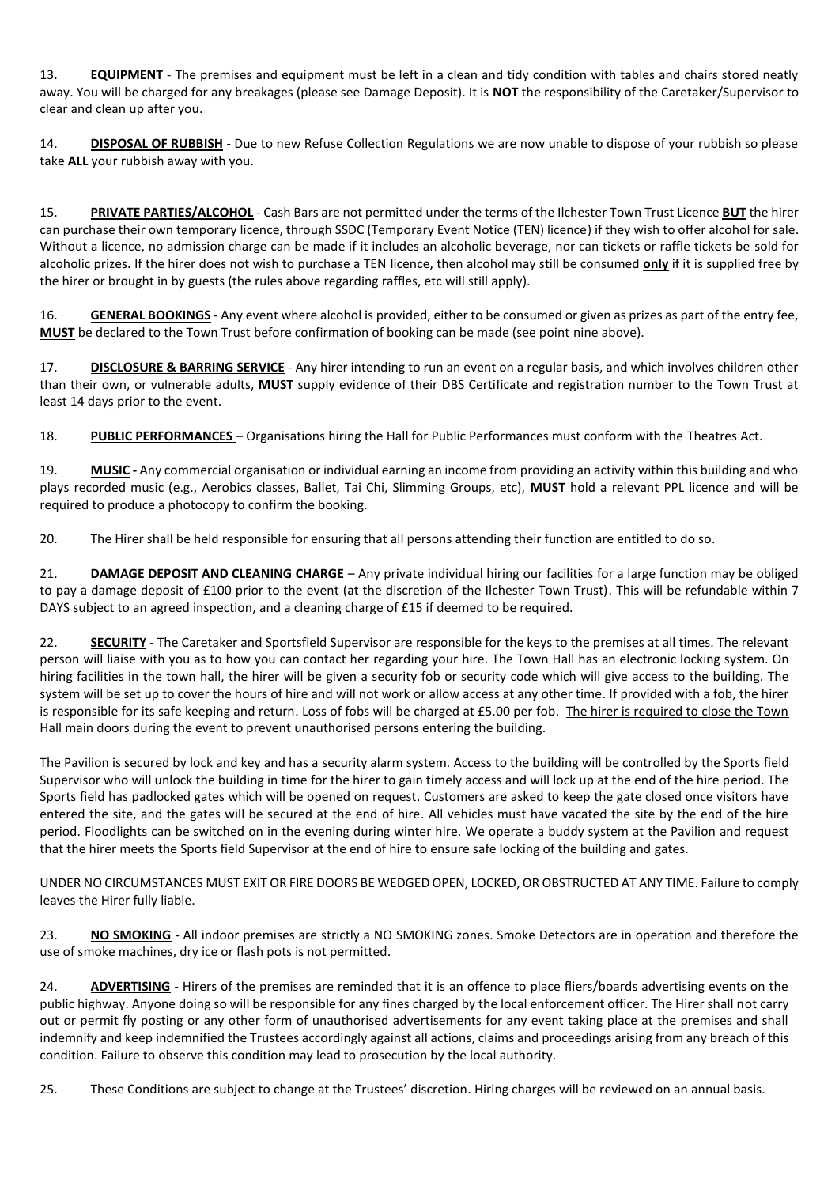13. **EQUIPMENT** - The premises and equipment must be left in a clean and tidy condition with tables and chairs stored neatly away. You will be charged for any breakages (please see Damage Deposit). It is **NOT** the responsibility of the Caretaker/Supervisor to clear and clean up after you.

14. **DISPOSAL OF RUBBISH** - Due to new Refuse Collection Regulations we are now unable to dispose of your rubbish so please take **ALL** your rubbish away with you.

15. **PRIVATE PARTIES/ALCOHOL** - Cash Bars are not permitted under the terms of the Ilchester Town Trust Licence **BUT** the hirer can purchase their own temporary licence, through SSDC (Temporary Event Notice (TEN) licence) if they wish to offer alcohol for sale. Without a licence, no admission charge can be made if it includes an alcoholic beverage, nor can tickets or raffle tickets be sold for alcoholic prizes. If the hirer does not wish to purchase a TEN licence, then alcohol may still be consumed **only** if it is supplied free by the hirer or brought in by guests (the rules above regarding raffles, etc will still apply).

16. **GENERAL BOOKINGS** - Any event where alcohol is provided, either to be consumed or given as prizes as part of the entry fee, **MUST** be declared to the Town Trust before confirmation of booking can be made (see point nine above).

17. **DISCLOSURE & BARRING SERVICE** - Any hirer intending to run an event on a regular basis, and which involves children other than their own, or vulnerable adults, **MUST** supply evidence of their DBS Certificate and registration number to the Town Trust at least 14 days prior to the event.

18. **PUBLIC PERFORMANCES** – Organisations hiring the Hall for Public Performances must conform with the Theatres Act.

19. **MUSIC -** Any commercial organisation or individual earning an income from providing an activity within this building and who plays recorded music (e.g., Aerobics classes, Ballet, Tai Chi, Slimming Groups, etc), **MUST** hold a relevant PPL licence and will be required to produce a photocopy to confirm the booking.

20. The Hirer shall be held responsible for ensuring that all persons attending their function are entitled to do so.

21. **DAMAGE DEPOSIT AND CLEANING CHARGE** – Any private individual hiring our facilities for a large function may be obliged to pay a damage deposit of £100 prior to the event (at the discretion of the Ilchester Town Trust). This will be refundable within 7 DAYS subject to an agreed inspection, and a cleaning charge of £15 if deemed to be required.

22. **SECURITY** - The Caretaker and Sportsfield Supervisor are responsible for the keys to the premises at all times. The relevant person will liaise with you as to how you can contact her regarding your hire. The Town Hall has an electronic locking system. On hiring facilities in the town hall, the hirer will be given a security fob or security code which will give access to the building. The system will be set up to cover the hours of hire and will not work or allow access at any other time. If provided with a fob, the hirer is responsible for its safe keeping and return. Loss of fobs will be charged at £5.00 per fob. The hirer is required to close the Town Hall main doors during the event to prevent unauthorised persons entering the building.

The Pavilion is secured by lock and key and has a security alarm system. Access to the building will be controlled by the Sports field Supervisor who will unlock the building in time for the hirer to gain timely access and will lock up at the end of the hire period. The Sports field has padlocked gates which will be opened on request. Customers are asked to keep the gate closed once visitors have entered the site, and the gates will be secured at the end of hire. All vehicles must have vacated the site by the end of the hire period. Floodlights can be switched on in the evening during winter hire. We operate a buddy system at the Pavilion and request that the hirer meets the Sports field Supervisor at the end of hire to ensure safe locking of the building and gates.

UNDER NO CIRCUMSTANCES MUST EXIT OR FIRE DOORS BE WEDGED OPEN, LOCKED, OR OBSTRUCTED AT ANY TIME. Failure to comply leaves the Hirer fully liable.

23. **NO SMOKING** - All indoor premises are strictly a NO SMOKING zones. Smoke Detectors are in operation and therefore the use of smoke machines, dry ice or flash pots is not permitted.

24. **ADVERTISING** - Hirers of the premises are reminded that it is an offence to place fliers/boards advertising events on the public highway. Anyone doing so will be responsible for any fines charged by the local enforcement officer. The Hirer shall not carry out or permit fly posting or any other form of unauthorised advertisements for any event taking place at the premises and shall indemnify and keep indemnified the Trustees accordingly against all actions, claims and proceedings arising from any breach of this condition. Failure to observe this condition may lead to prosecution by the local authority.

25. These Conditions are subject to change at the Trustees' discretion. Hiring charges will be reviewed on an annual basis.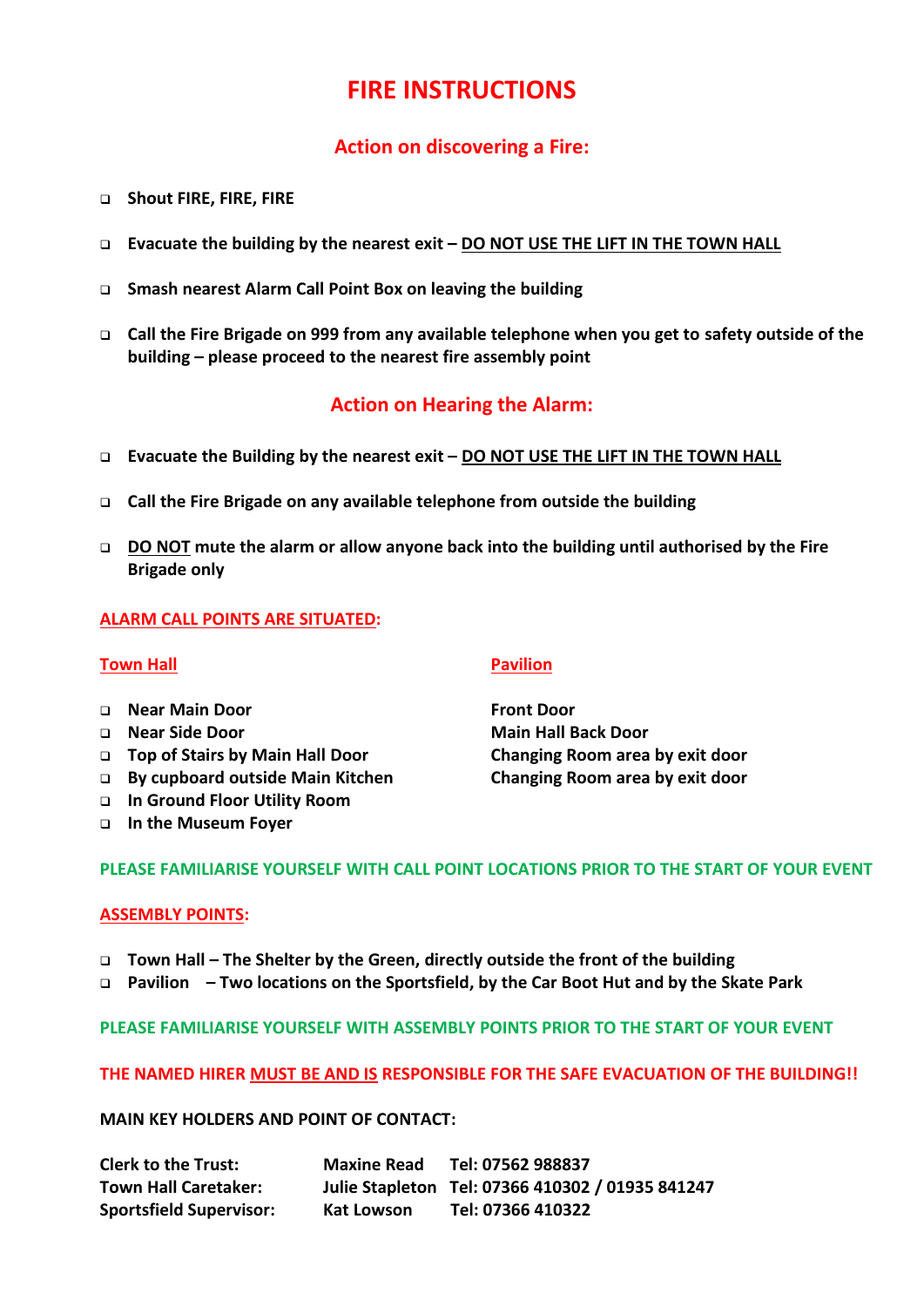# FIRE INSTRUCTIONS

## Action on discovering a Fire:

- **Shout FIRE, FIRE, FIRE**
- **Evacuate the building by the nearest exit – DO NOT USE THE LIFT IN THE TOWN HALL**
- **Smash nearest Alarm Call Point Box on leaving the building**
- **Call the Fire Brigade on 999 from any available telephone when you get to safety outside of the building – please proceed to the nearest fire assembly point**

## Action on Hearing the Alarm:

- **Evacuate the Building by the nearest exit – DO NOT USE THE LIFT IN THE TOWN HALL**
- **Call the Fire Brigade on any available telephone from outside the building**
- **DO NOT mute the alarm or allow anyone back into the building until authorised by the Fire Brigade only**

**ALARM CALL POINTS ARE SITUATED:**

**Town Hall**

- **Near Main Door**
- **Near Side Door**
- **Top of Stairs by Main Hall Door**
- **By cupboard outside Main Kitchen**
- **In Ground Floor Utility Room**
- **In the Museum Foyer**

**Pavilion**

**Front Door**
**Main Hall Back Door**
**Changing Room area by exit door**
**Changing Room area by exit door**

**PLEASE FAMILIARISE YOURSELF WITH CALL POINT LOCATIONS PRIOR TO THE START OF YOUR EVENT**

**ASSEMBLY POINTS:**

- **Town Hall – The Shelter by the Green, directly outside the front of the building**
- **Pavilion – Two locations on the Sportsfield, by the Car Boot Hut and by the Skate Park**

**PLEASE FAMILIARISE YOURSELF WITH ASSEMBLY POINTS PRIOR TO THE START OF YOUR EVENT**

**THE NAMED HIRER MUST BE AND IS RESPONSIBLE FOR THE SAFE EVACUATION OF THE BUILDING!!**

**MAIN KEY HOLDERS AND POINT OF CONTACT:**

| | | |
|---|---|---|
| **Clerk to the Trust:** | **Maxine Read** | **Tel: 07562 988837** |
| **Town Hall Caretaker:** | **Julie Stapleton** | **Tel: 07366 410302 / 01935 841247** |
| **Sportsfield Supervisor:** | **Kat Lowson** | **Tel: 07366 410322** |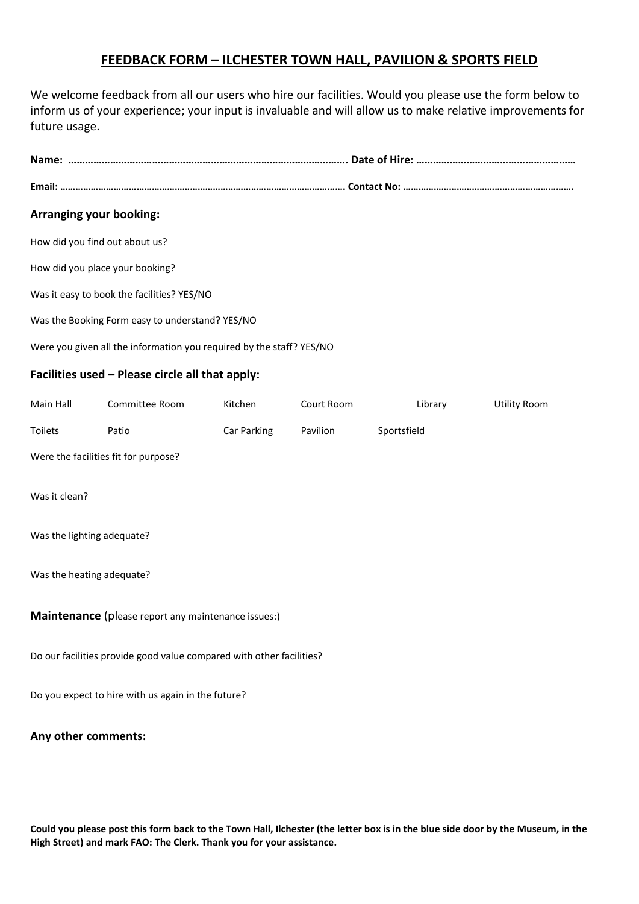## FEEDBACK FORM – ILCHESTER TOWN HALL, PAVILION & SPORTS FIELD

We welcome feedback from all our users who hire our facilities. Would you please use the form below to inform us of your experience; your input is invaluable and will allow us to make relative improvements for future usage.

**Name: ……………………………………………………………………………………. Date of Hire: …………………………………………………**

**Email: ………………………………………………………………………………………………. Contact No: ………………………………………………………….**

### Arranging your booking:

How did you find out about us?

How did you place your booking?

Was it easy to book the facilities? YES/NO

Was the Booking Form easy to understand? YES/NO

Were you given all the information you required by the staff? YES/NO

### Facilities used – Please circle all that apply:

| | | | | | |
|---|---|---|---|---|---|
| Main Hall | Committee Room | Kitchen | Court Room | Library | Utility Room |
| Toilets | Patio | Car Parking | Pavilion | Sportsfield | |

Were the facilities fit for purpose?

Was it clean?

Was the lighting adequate?

Was the heating adequate?

**Maintenance** (please report any maintenance issues:)

Do our facilities provide good value compared with other facilities?

Do you expect to hire with us again in the future?

### Any other comments:

**Could you please post this form back to the Town Hall, Ilchester (the letter box is in the blue side door by the Museum, in the High Street) and mark FAO: The Clerk. Thank you for your assistance.**